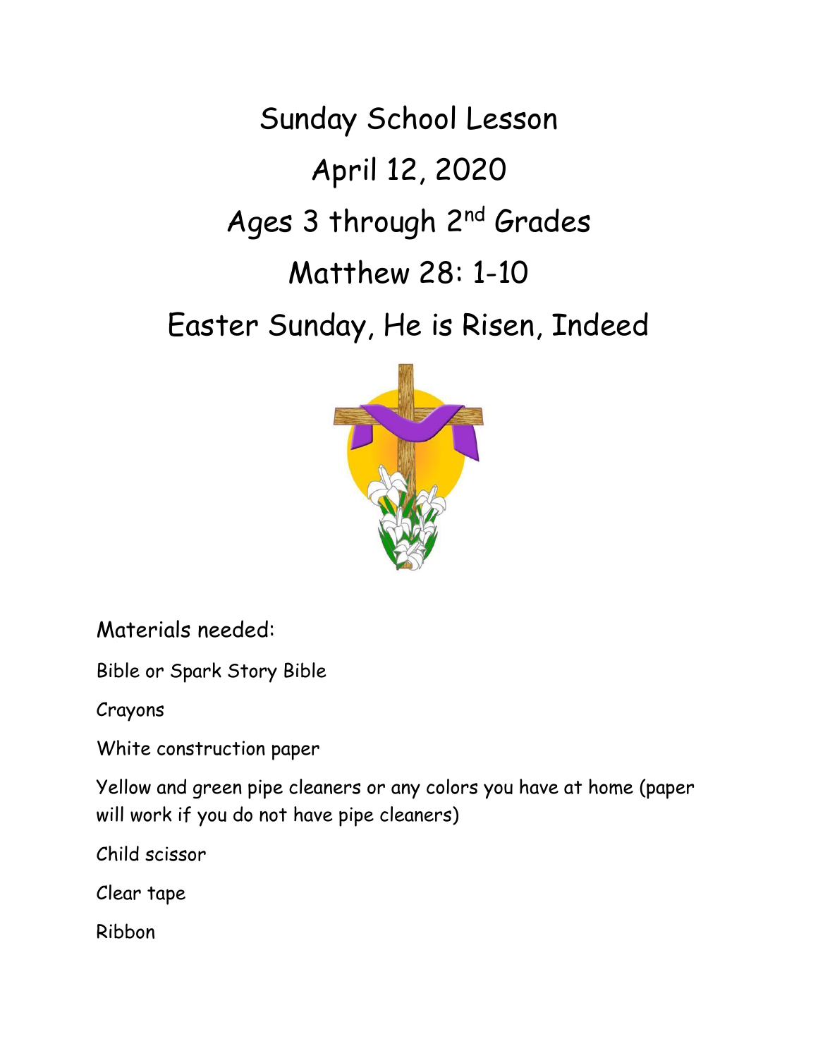# Sunday School Lesson

# April 12, 2020

# Ages 3 through 2nd Grades

# Matthew 28: 1-10

# Easter Sunday, He is Risen, Indeed

Materials needed:

Bible or Spark Story Bible

Crayons

White construction paper

Yellow and green pipe cleaners or any colors you have at home (paper will work if you do not have pipe cleaners)

Child scissor

Clear tape

Ribbon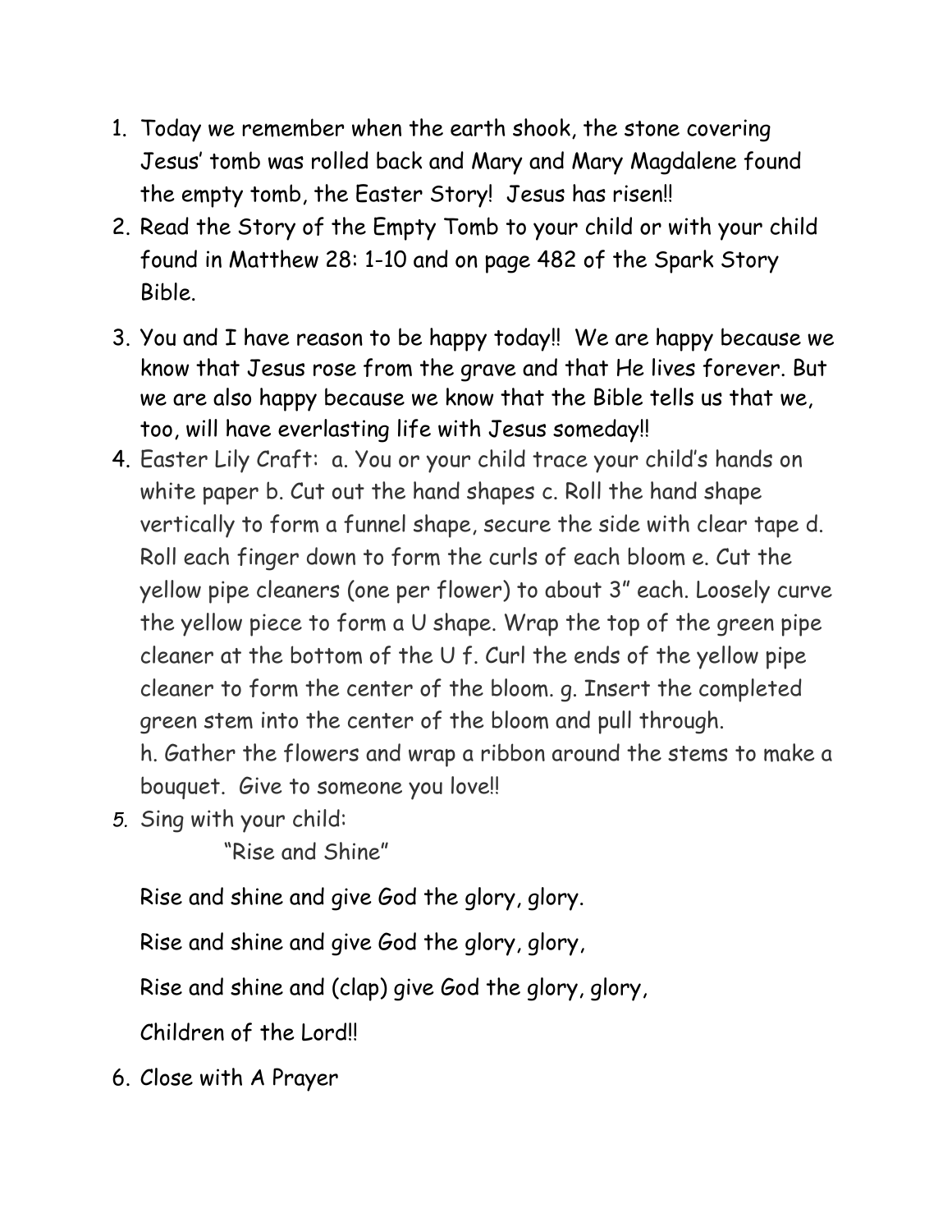1. Today we remember when the earth shook, the stone covering Jesus' tomb was rolled back and Mary and Mary Magdalene found the empty tomb, the Easter Story! Jesus has risen!!
2. Read the Story of the Empty Tomb to your child or with your child found in Matthew 28: 1-10 and on page 482 of the Spark Story Bible.
3. You and I have reason to be happy today!! We are happy because we know that Jesus rose from the grave and that He lives forever. But we are also happy because we know that the Bible tells us that we, too, will have everlasting life with Jesus someday!!
4. Easter Lily Craft: a. You or your child trace your child's hands on white paper b. Cut out the hand shapes c. Roll the hand shape vertically to form a funnel shape, secure the side with clear tape d. Roll each finger down to form the curls of each bloom e. Cut the yellow pipe cleaners (one per flower) to about 3" each. Loosely curve the yellow piece to form a U shape. Wrap the top of the green pipe cleaner at the bottom of the U f. Curl the ends of the yellow pipe cleaner to form the center of the bloom. g. Insert the completed green stem into the center of the bloom and pull through.
   h. Gather the flowers and wrap a ribbon around the stems to make a bouquet. Give to someone you love!!
5. Sing with your child:

   "Rise and Shine"

   Rise and shine and give God the glory, glory.

   Rise and shine and give God the glory, glory,

   Rise and shine and (clap) give God the glory, glory,

   Children of the Lord!!
6. Close with A Prayer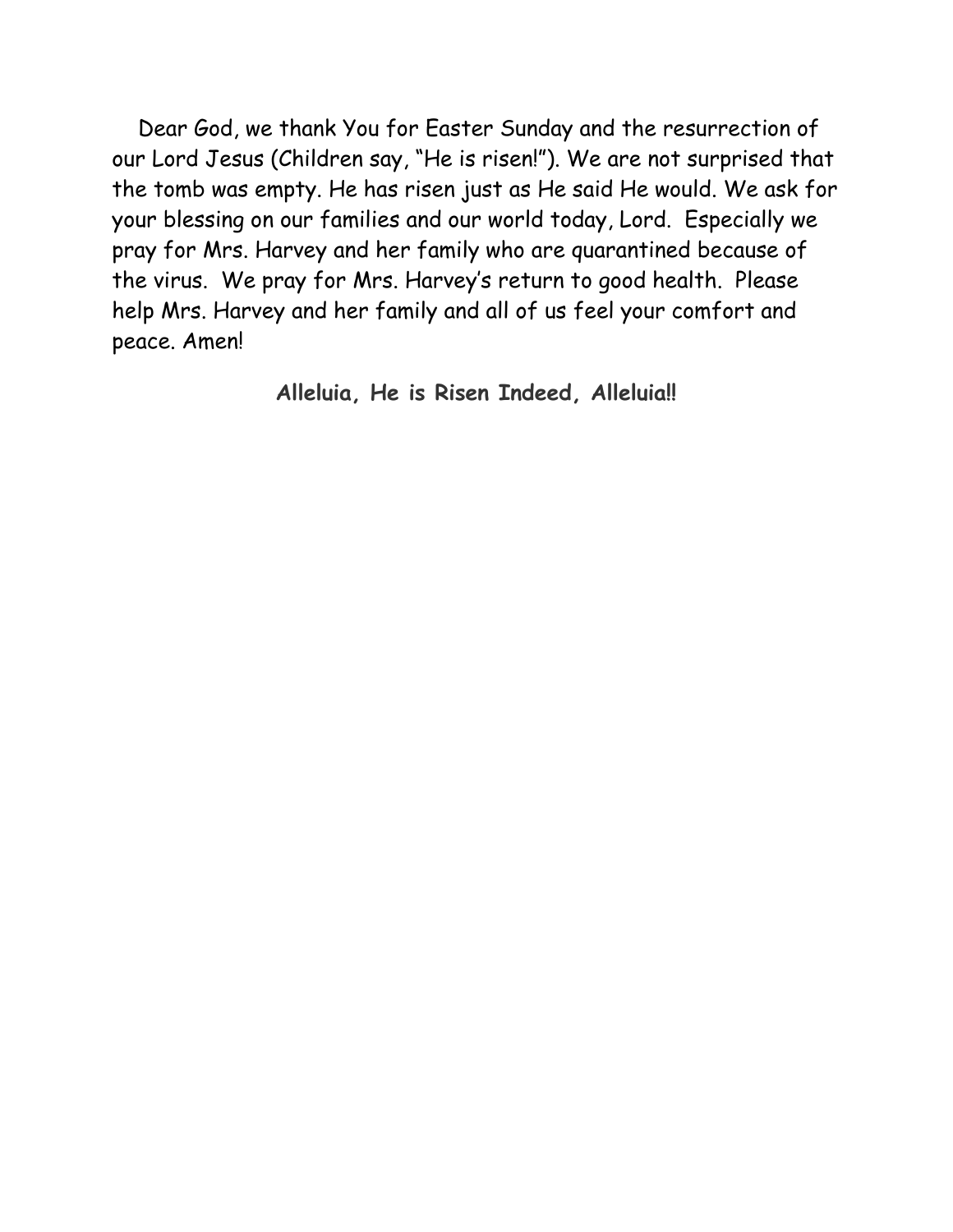Dear God, we thank You for Easter Sunday and the resurrection of our Lord Jesus (Children say, "He is risen!"). We are not surprised that the tomb was empty. He has risen just as He said He would. We ask for your blessing on our families and our world today, Lord. Especially we pray for Mrs. Harvey and her family who are quarantined because of the virus. We pray for Mrs. Harvey's return to good health. Please help Mrs. Harvey and her family and all of us feel your comfort and peace. Amen!

**Alleluia, He is Risen Indeed, Alleluia!!**